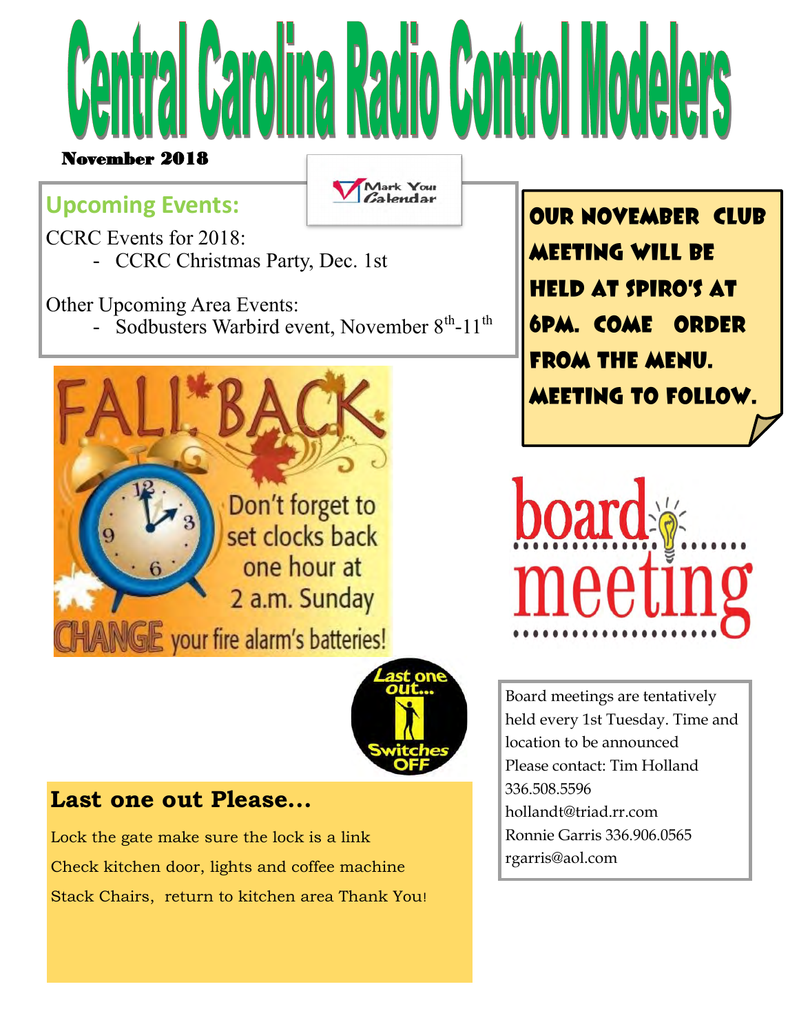# Central Carolina Radio Control Modelers

**November 2018**

## Upcoming Events:

Mark Your Calendar

CCRC Events for 2018:

- CCRC Christmas Party, Dec. 1st

Other Upcoming Area Events:

- Sodbusters Warbird event, November 8th-11th

**OUR NOVEMBER CLUB MEETING WILL BE HELD AT SPIRO'S AT 6PM. COME ORDER FROM THE MENU. MEETING TO FOLLOW.**

FALL BACK

Don't forget to set clocks back one hour at 2 a.m. Sunday

CHANGE your fire alarm's batteries!

board meeting

Board meetings are tentatively held every 1st Tuesday. Time and location to be announced

Please contact: Tim Holland 336.508.5596 hollandt@triad.rr.com

Ronnie Garris 336.906.0565 rgarris@aol.com

Last one out... Switches OFF

### Last one out Please…

Lock the gate make sure the lock is a link

Check kitchen door, lights and coffee machine

Stack Chairs, return to kitchen area Thank You!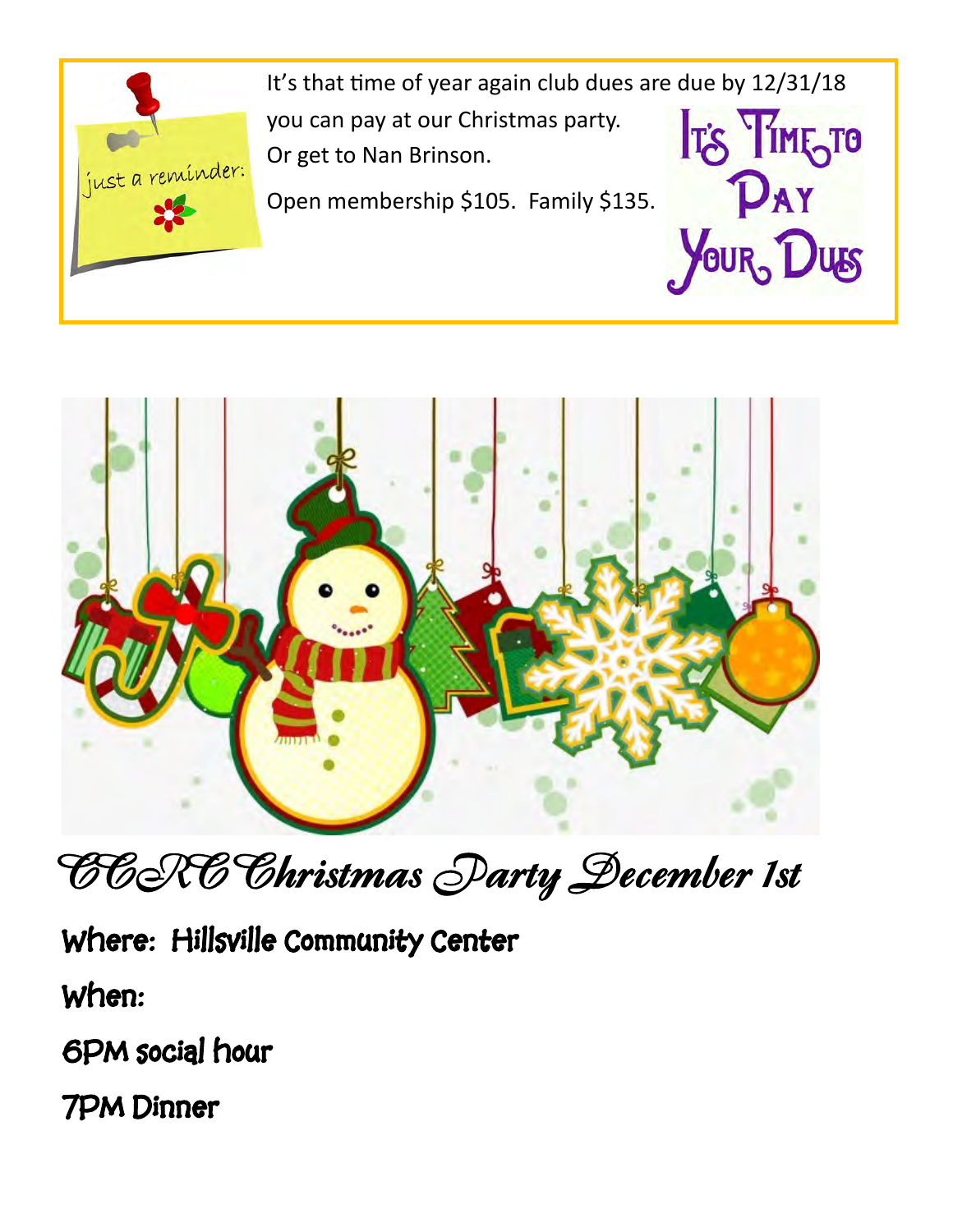just a reminder:

It's that time of year again club dues are due by 12/31/18 you can pay at our Christmas party. Or get to Nan Brinson.

Open membership $105. Family $135.

It's Time to Pay Your Dues

## CCRC Christmas Party December 1st

**Where: Hillsville Community Center**

**When:**

**6PM social hour**

**7PM Dinner**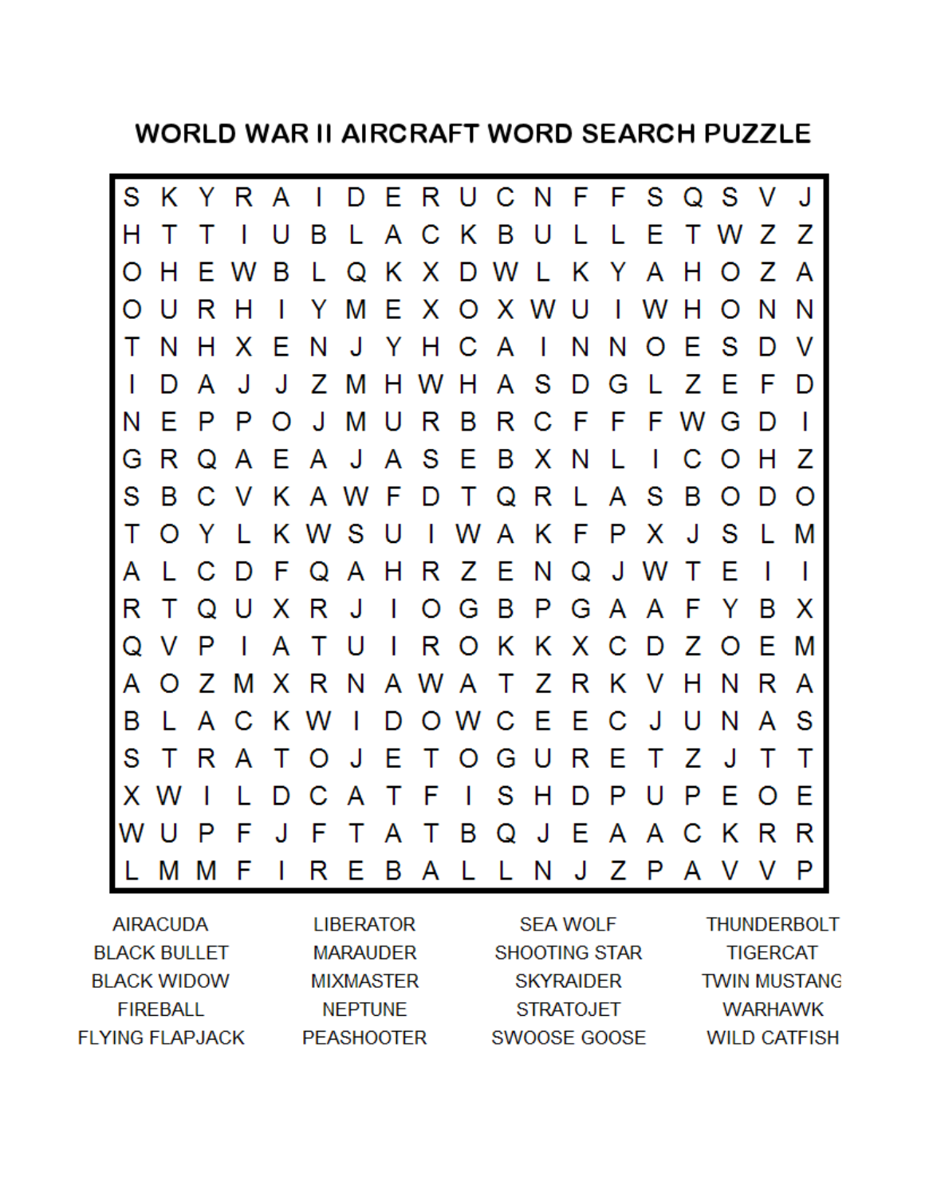# WORLD WAR II AIRCRAFT WORD SEARCH PUZZLE

```
S K Y R A I D E R U C N F F S Q S V J
H T T I U B L A C K B U L L E T W Z Z
O H E W B L Q K X D W L K Y A H O Z A
O U R H I Y M E X O X W U I W H O N N
T N H X E N J Y H C A I N N O E S D V
I D A J J Z M H W H A S D G L Z E F D
N E P P O J M U R B R C F F F W G D I
G R Q A E A J A S E B X N L I C O H Z
S B C V K A W F D T Q R L A S B O D O
T O Y L K W S U I W A K F P X J S L M
A L C D F Q A H R Z E N Q J W T E I I
R T Q U X R J I O G B P G A A F Y B X
Q V P I A T U I R O K K X C D Z O E M
A O Z M X R N A W A T Z R K V H N R A
B L A C K W I D O W C E E C J U N A S
S T R A T O J E T O G U R E T Z J T T
X W I L D C A T F I S H D P U P E O E
W U P F J F T A T B Q J E A A C K R R
L M M F I R E B A L L N J Z P A V V P
```

| | | | |
|---|---|---|---|
| AIRACUDA | LIBERATOR | SEA WOLF | THUNDERBOLT |
| BLACK BULLET | MARAUDER | SHOOTING STAR | TIGERCAT |
| BLACK WIDOW | MIXMASTER | SKYRAIDER | TWIN MUSTANG |
| FIREBALL | NEPTUNE | STRATOJET | WARHAWK |
| FLYING FLAPJACK | PEASHOOTER | SWOOSE GOOSE | WILD CATFISH |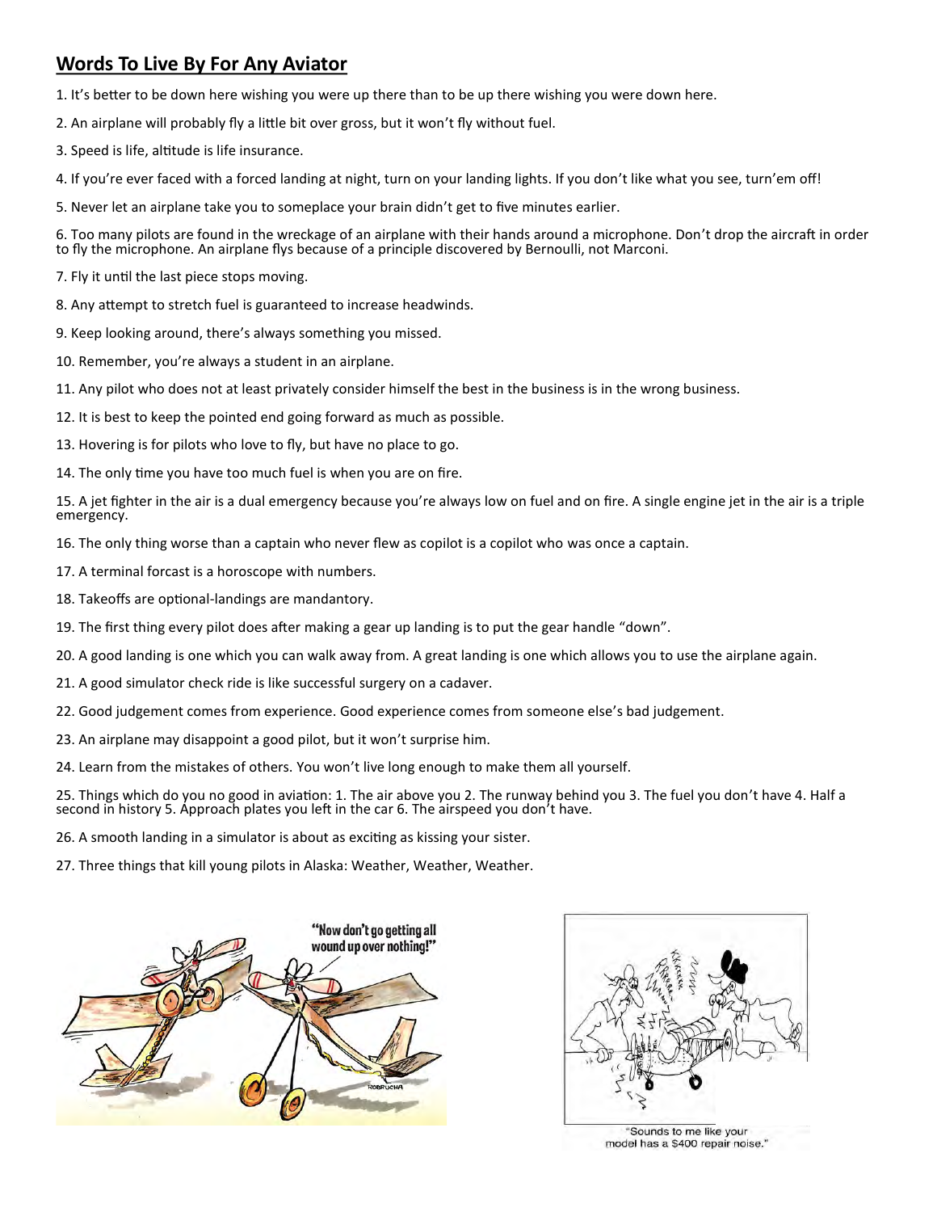## Words To Live By For Any Aviator

1. It's better to be down here wishing you were up there than to be up there wishing you were down here.

2. An airplane will probably fly a little bit over gross, but it won't fly without fuel.

3. Speed is life, altitude is life insurance.

4. If you're ever faced with a forced landing at night, turn on your landing lights. If you don't like what you see, turn'em off!

5. Never let an airplane take you to someplace your brain didn't get to five minutes earlier.

6. Too many pilots are found in the wreckage of an airplane with their hands around a microphone. Don't drop the aircraft in order to fly the microphone. An airplane flys because of a principle discovered by Bernoulli, not Marconi.

7. Fly it until the last piece stops moving.

8. Any attempt to stretch fuel is guaranteed to increase headwinds.

9. Keep looking around, there's always something you missed.

10. Remember, you're always a student in an airplane.

11. Any pilot who does not at least privately consider himself the best in the business is in the wrong business.

12. It is best to keep the pointed end going forward as much as possible.

13. Hovering is for pilots who love to fly, but have no place to go.

14. The only time you have too much fuel is when you are on fire.

15. A jet fighter in the air is a dual emergency because you're always low on fuel and on fire. A single engine jet in the air is a triple emergency.

16. The only thing worse than a captain who never flew as copilot is a copilot who was once a captain.

17. A terminal forcast is a horoscope with numbers.

18. Takeoffs are optional-landings are mandantory.

19. The first thing every pilot does after making a gear up landing is to put the gear handle "down".

20. A good landing is one which you can walk away from. A great landing is one which allows you to use the airplane again.

21. A good simulator check ride is like successful surgery on a cadaver.

22. Good judgement comes from experience. Good experience comes from someone else's bad judgement.

23. An airplane may disappoint a good pilot, but it won't surprise him.

24. Learn from the mistakes of others. You won't live long enough to make them all yourself.

25. Things which do you no good in aviation: 1. The air above you 2. The runway behind you 3. The fuel you don't have 4. Half a second in history 5. Approach plates you left in the car 6. The airspeed you don't have.

26. A smooth landing in a simulator is about as exciting as kissing your sister.

27. Three things that kill young pilots in Alaska: Weather, Weather, Weather.

"Sounds to me like your model has a $400 repair noise."